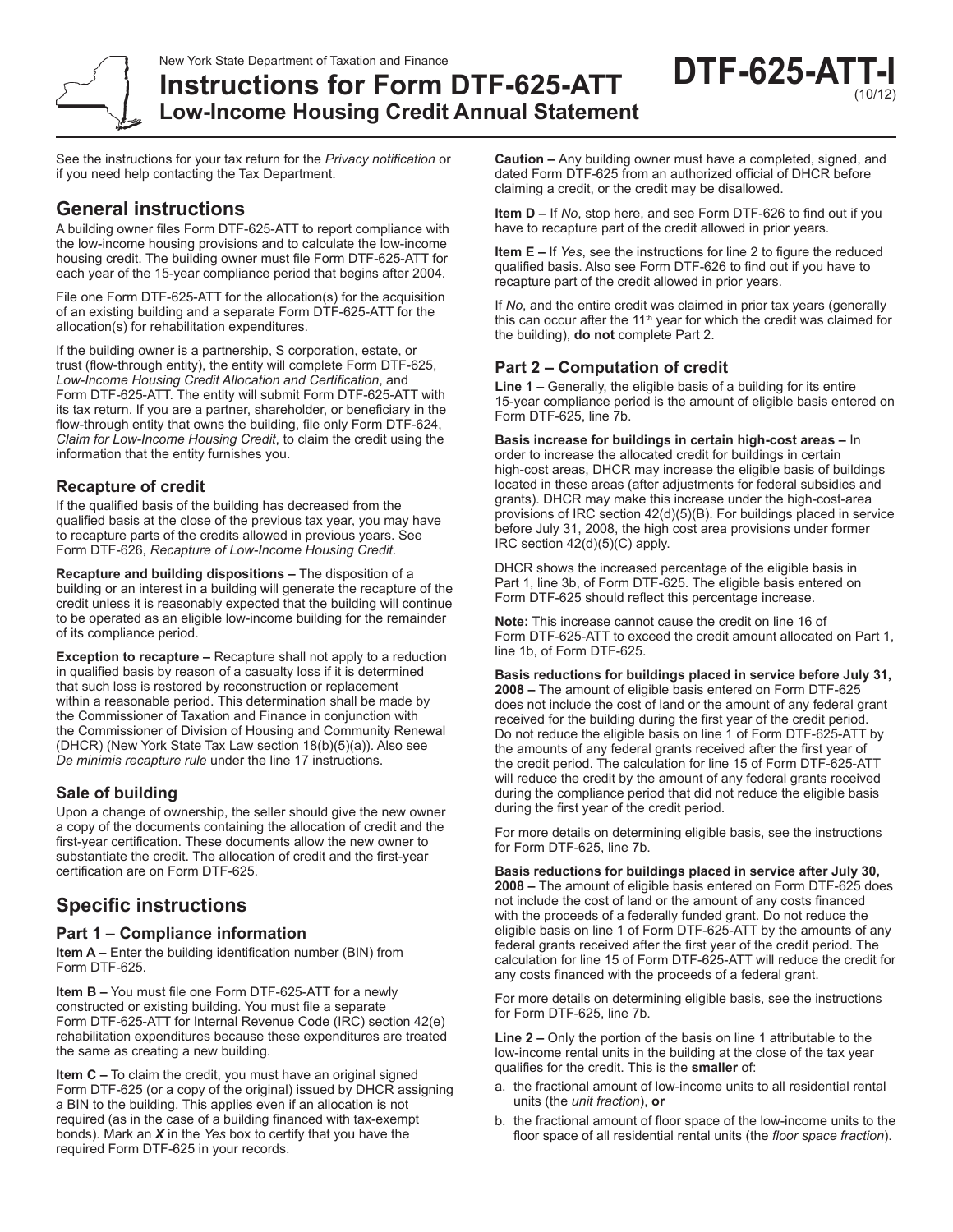New York State Department of Taxation and Finance

# Instructions for Form DTF-625-ATT Low-Income Housing Credit Annual Statement

**DTF-625-ATT-I** (10/12)

See the instructions for your tax return for the *Privacy notification* or if you need help contacting the Tax Department.

## General instructions

A building owner files Form DTF-625-ATT to report compliance with the low-income housing provisions and to calculate the low-income housing credit. The building owner must file Form DTF-625-ATT for each year of the 15-year compliance period that begins after 2004.

File one Form DTF-625-ATT for the allocation(s) for the acquisition of an existing building and a separate Form DTF-625-ATT for the allocation(s) for rehabilitation expenditures.

If the building owner is a partnership, S corporation, estate, or trust (flow-through entity), the entity will complete Form DTF-625, *Low-Income Housing Credit Allocation and Certification*, and Form DTF-625-ATT. The entity will submit Form DTF-625-ATT with its tax return. If you are a partner, shareholder, or beneficiary in the flow-through entity that owns the building, file only Form DTF-624, *Claim for Low-Income Housing Credit*, to claim the credit using the information that the entity furnishes you.

### Recapture of credit

If the qualified basis of the building has decreased from the qualified basis at the close of the previous tax year, you may have to recapture parts of the credits allowed in previous years. See Form DTF-626, *Recapture of Low-Income Housing Credit*.

**Recapture and building dispositions –** The disposition of a building or an interest in a building will generate the recapture of the credit unless it is reasonably expected that the building will continue to be operated as an eligible low-income building for the remainder of its compliance period.

**Exception to recapture –** Recapture shall not apply to a reduction in qualified basis by reason of a casualty loss if it is determined that such loss is restored by reconstruction or replacement within a reasonable period. This determination shall be made by the Commissioner of Taxation and Finance in conjunction with the Commissioner of Division of Housing and Community Renewal (DHCR) (New York State Tax Law section 18(b)(5)(a)). Also see *De minimis recapture rule* under the line 17 instructions.

### Sale of building

Upon a change of ownership, the seller should give the new owner a copy of the documents containing the allocation of credit and the first-year certification. These documents allow the new owner to substantiate the credit. The allocation of credit and the first-year certification are on Form DTF-625.

## Specific instructions

### Part 1 – Compliance information

**Item A –** Enter the building identification number (BIN) from Form DTF-625.

**Item B –** You must file one Form DTF-625-ATT for a newly constructed or existing building. You must file a separate Form DTF-625-ATT for Internal Revenue Code (IRC) section 42(e) rehabilitation expenditures because these expenditures are treated the same as creating a new building.

**Item C –** To claim the credit, you must have an original signed Form DTF-625 (or a copy of the original) issued by DHCR assigning a BIN to the building. This applies even if an allocation is not required (as in the case of a building financed with tax-exempt bonds). Mark an ***X*** in the *Yes* box to certify that you have the required Form DTF-625 in your records.

**Caution –** Any building owner must have a completed, signed, and dated Form DTF-625 from an authorized official of DHCR before claiming a credit, or the credit may be disallowed.

**Item D –** If *No*, stop here, and see Form DTF-626 to find out if you have to recapture part of the credit allowed in prior years.

**Item E –** If *Yes*, see the instructions for line 2 to figure the reduced qualified basis. Also see Form DTF-626 to find out if you have to recapture part of the credit allowed in prior years.

If *No*, and the entire credit was claimed in prior tax years (generally this can occur after the 11th year for which the credit was claimed for the building), **do not** complete Part 2.

### Part 2 – Computation of credit

**Line 1 –** Generally, the eligible basis of a building for its entire 15-year compliance period is the amount of eligible basis entered on Form DTF-625, line 7b.

**Basis increase for buildings in certain high-cost areas –** In order to increase the allocated credit for buildings in certain high-cost areas, DHCR may increase the eligible basis of buildings located in these areas (after adjustments for federal subsidies and grants). DHCR may make this increase under the high-cost-area provisions of IRC section 42(d)(5)(B). For buildings placed in service before July 31, 2008, the high cost area provisions under former IRC section 42(d)(5)(C) apply.

DHCR shows the increased percentage of the eligible basis in Part 1, line 3b, of Form DTF-625. The eligible basis entered on Form DTF-625 should reflect this percentage increase.

**Note:** This increase cannot cause the credit on line 16 of Form DTF-625-ATT to exceed the credit amount allocated on Part 1, line 1b, of Form DTF-625.

**Basis reductions for buildings placed in service before July 31, 2008 –** The amount of eligible basis entered on Form DTF-625 does not include the cost of land or the amount of any federal grant received for the building during the first year of the credit period. Do not reduce the eligible basis on line 1 of Form DTF-625-ATT by the amounts of any federal grants received after the first year of the credit period. The calculation for line 15 of Form DTF-625-ATT will reduce the credit by the amount of any federal grants received during the compliance period that did not reduce the eligible basis during the first year of the credit period.

For more details on determining eligible basis, see the instructions for Form DTF-625, line 7b.

**Basis reductions for buildings placed in service after July 30, 2008 –** The amount of eligible basis entered on Form DTF-625 does not include the cost of land or the amount of any costs financed with the proceeds of a federally funded grant. Do not reduce the eligible basis on line 1 of Form DTF-625-ATT by the amounts of any federal grants received after the first year of the credit period. The calculation for line 15 of Form DTF-625-ATT will reduce the credit for any costs financed with the proceeds of a federal grant.

For more details on determining eligible basis, see the instructions for Form DTF-625, line 7b.

**Line 2 –** Only the portion of the basis on line 1 attributable to the low-income rental units in the building at the close of the tax year qualifies for the credit. This is the **smaller** of:

a. the fractional amount of low-income units to all residential rental units (the *unit fraction*), **or**
b. the fractional amount of floor space of the low-income units to the floor space of all residential rental units (the *floor space fraction*).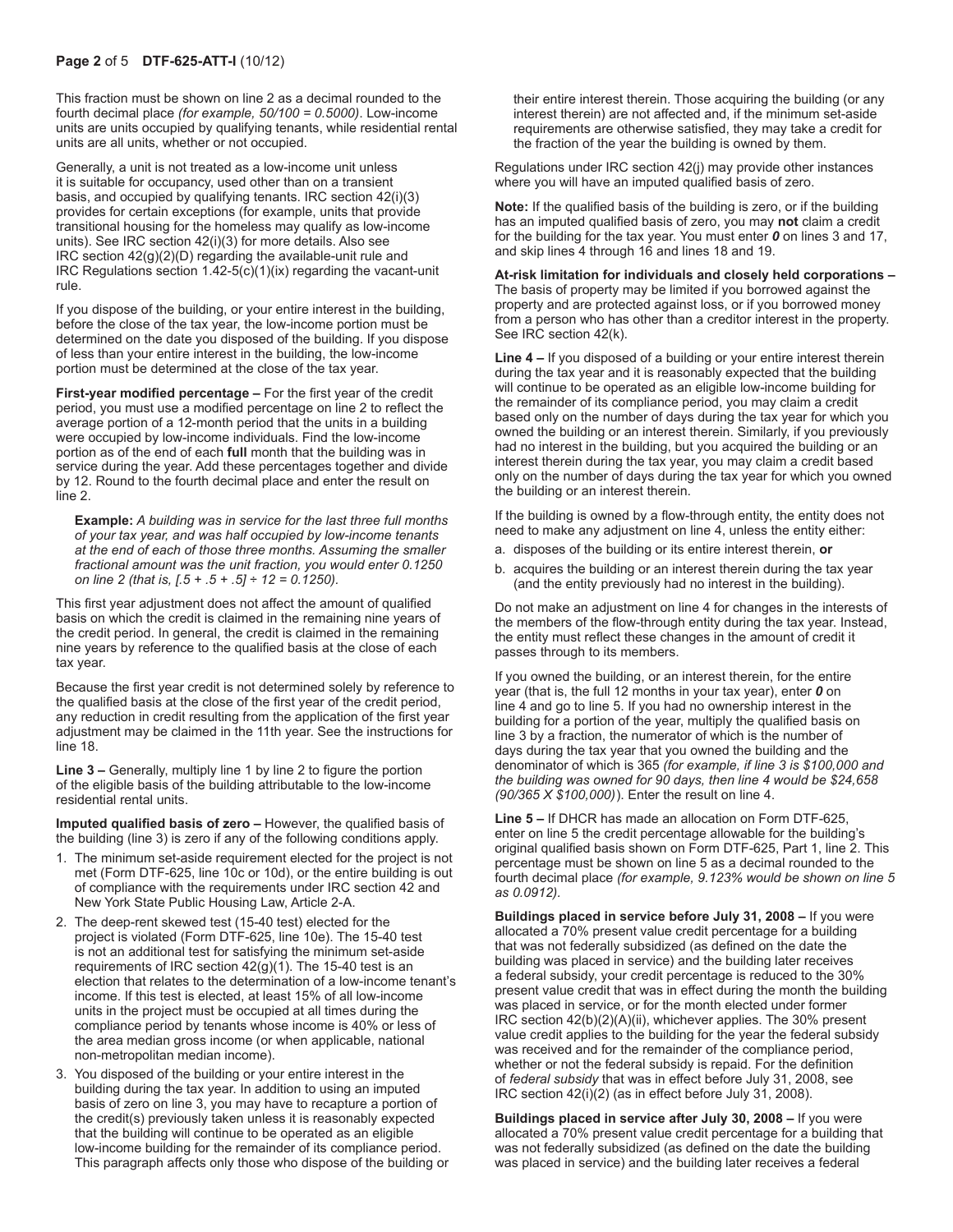This fraction must be shown on line 2 as a decimal rounded to the fourth decimal place *(for example, 50/100 = 0.5000)*. Low-income units are units occupied by qualifying tenants, while residential rental units are all units, whether or not occupied.

Generally, a unit is not treated as a low-income unit unless it is suitable for occupancy, used other than on a transient basis, and occupied by qualifying tenants. IRC section 42(i)(3) provides for certain exceptions (for example, units that provide transitional housing for the homeless may qualify as low-income units). See IRC section 42(i)(3) for more details. Also see IRC section 42(g)(2)(D) regarding the available-unit rule and IRC Regulations section 1.42-5(c)(1)(ix) regarding the vacant-unit rule.

If you dispose of the building, or your entire interest in the building, before the close of the tax year, the low-income portion must be determined on the date you disposed of the building. If you dispose of less than your entire interest in the building, the low-income portion must be determined at the close of the tax year.

**First-year modified percentage –** For the first year of the credit period, you must use a modified percentage on line 2 to reflect the average portion of a 12-month period that the units in a building were occupied by low-income individuals. Find the low-income portion as of the end of each **full** month that the building was in service during the year. Add these percentages together and divide by 12. Round to the fourth decimal place and enter the result on line 2.

> **Example:** *A building was in service for the last three full months of your tax year, and was half occupied by low-income tenants at the end of each of those three months. Assuming the smaller fractional amount was the unit fraction, you would enter 0.1250 on line 2 (that is, [.5 + .5 + .5] ÷ 12 = 0.1250).*

This first year adjustment does not affect the amount of qualified basis on which the credit is claimed in the remaining nine years of the credit period. In general, the credit is claimed in the remaining nine years by reference to the qualified basis at the close of each tax year.

Because the first year credit is not determined solely by reference to the qualified basis at the close of the first year of the credit period, any reduction in credit resulting from the application of the first year adjustment may be claimed in the 11th year. See the instructions for line 18.

**Line 3 –** Generally, multiply line 1 by line 2 to figure the portion of the eligible basis of the building attributable to the low-income residential rental units.

**Imputed qualified basis of zero –** However, the qualified basis of the building (line 3) is zero if any of the following conditions apply.

1. The minimum set-aside requirement elected for the project is not met (Form DTF-625, line 10c or 10d), or the entire building is out of compliance with the requirements under IRC section 42 and New York State Public Housing Law, Article 2-A.
2. The deep-rent skewed test (15-40 test) elected for the project is violated (Form DTF-625, line 10e). The 15-40 test is not an additional test for satisfying the minimum set-aside requirements of IRC section 42(g)(1). The 15-40 test is an election that relates to the determination of a low-income tenant's income. If this test is elected, at least 15% of all low-income units in the project must be occupied at all times during the compliance period by tenants whose income is 40% or less of the area median gross income (or when applicable, national non-metropolitan median income).
3. You disposed of the building or your entire interest in the building during the tax year. In addition to using an imputed basis of zero on line 3, you may have to recapture a portion of the credit(s) previously taken unless it is reasonably expected that the building will continue to be operated as an eligible low-income building for the remainder of its compliance period. This paragraph affects only those who dispose of the building or their entire interest therein. Those acquiring the building (or any interest therein) are not affected and, if the minimum set-aside requirements are otherwise satisfied, they may take a credit for the fraction of the year the building is owned by them.

Regulations under IRC section 42(j) may provide other instances where you will have an imputed qualified basis of zero.

**Note:** If the qualified basis of the building is zero, or if the building has an imputed qualified basis of zero, you may **not** claim a credit for the building for the tax year. You must enter ***0*** on lines 3 and 17, and skip lines 4 through 16 and lines 18 and 19.

**At-risk limitation for individuals and closely held corporations –** The basis of property may be limited if you borrowed against the property and are protected against loss, or if you borrowed money from a person who has other than a creditor interest in the property. See IRC section 42(k).

**Line 4 –** If you disposed of a building or your entire interest therein during the tax year and it is reasonably expected that the building will continue to be operated as an eligible low-income building for the remainder of its compliance period, you may claim a credit based only on the number of days during the tax year for which you owned the building or an interest therein. Similarly, if you previously had no interest in the building, but you acquired the building or an interest therein during the tax year, you may claim a credit based only on the number of days during the tax year for which you owned the building or an interest therein.

If the building is owned by a flow-through entity, the entity does not need to make any adjustment on line 4, unless the entity either:

a. disposes of the building or its entire interest therein, **or**
b. acquires the building or an interest therein during the tax year (and the entity previously had no interest in the building).

Do not make an adjustment on line 4 for changes in the interests of the members of the flow-through entity during the tax year. Instead, the entity must reflect these changes in the amount of credit it passes through to its members.

If you owned the building, or an interest therein, for the entire year (that is, the full 12 months in your tax year), enter ***0*** on line 4 and go to line 5. If you had no ownership interest in the building for a portion of the year, multiply the qualified basis on line 3 by a fraction, the numerator of which is the number of days during the tax year that you owned the building and the denominator of which is 365 *(for example, if line 3 is $100,000 and the building was owned for 90 days, then line 4 would be $24,658 (90/365 X $100,000))*. Enter the result on line 4.

**Line 5 –** If DHCR has made an allocation on Form DTF-625, enter on line 5 the credit percentage allowable for the building's original qualified basis shown on Form DTF-625, Part 1, line 2. This percentage must be shown on line 5 as a decimal rounded to the fourth decimal place *(for example, 9.123% would be shown on line 5 as 0.0912).*

**Buildings placed in service before July 31, 2008 –** If you were allocated a 70% present value credit percentage for a building that was not federally subsidized (as defined on the date the building was placed in service) and the building later receives a federal subsidy, your credit percentage is reduced to the 30% present value credit that was in effect during the month the building was placed in service, or for the month elected under former IRC section 42(b)(2)(A)(ii), whichever applies. The 30% present value credit applies to the building for the year the federal subsidy was received and for the remainder of the compliance period, whether or not the federal subsidy is repaid. For the definition of *federal subsidy* that was in effect before July 31, 2008, see IRC section 42(i)(2) (as in effect before July 31, 2008).

**Buildings placed in service after July 30, 2008 –** If you were allocated a 70% present value credit percentage for a building that was not federally subsidized (as defined on the date the building was placed in service) and the building later receives a federal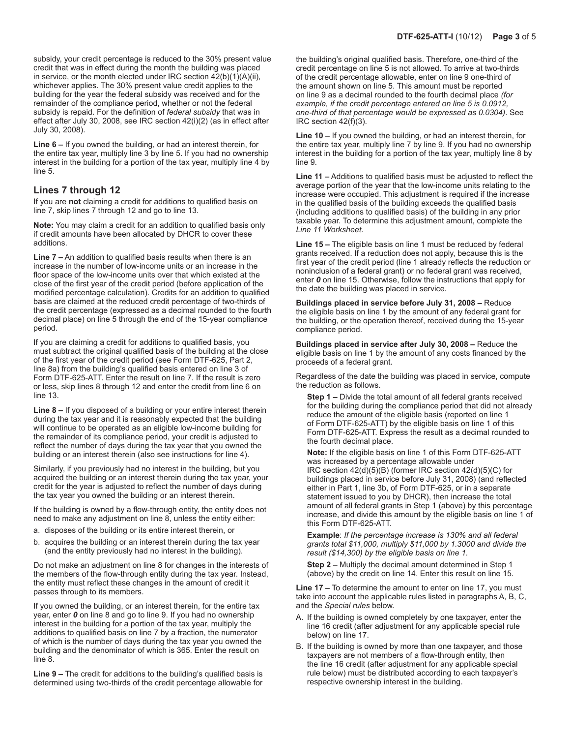subsidy, your credit percentage is reduced to the 30% present value credit that was in effect during the month the building was placed in service, or the month elected under IRC section 42(b)(1)(A)(ii), whichever applies. The 30% present value credit applies to the building for the year the federal subsidy was received and for the remainder of the compliance period, whether or not the federal subsidy is repaid. For the definition of *federal subsidy* that was in effect after July 30, 2008, see IRC section 42(i)(2) (as in effect after July 30, 2008).

**Line 6 –** If you owned the building, or had an interest therein, for the entire tax year, multiply line 3 by line 5. If you had no ownership interest in the building for a portion of the tax year, multiply line 4 by line 5.

## Lines 7 through 12

If you are **not** claiming a credit for additions to qualified basis on line 7, skip lines 7 through 12 and go to line 13.

**Note:** You may claim a credit for an addition to qualified basis only if credit amounts have been allocated by DHCR to cover these additions.

**Line 7 –** An addition to qualified basis results when there is an increase in the number of low-income units or an increase in the floor space of the low-income units over that which existed at the close of the first year of the credit period (before application of the modified percentage calculation). Credits for an addition to qualified basis are claimed at the reduced credit percentage of two-thirds of the credit percentage (expressed as a decimal rounded to the fourth decimal place) on line 5 through the end of the 15-year compliance period.

If you are claiming a credit for additions to qualified basis, you must subtract the original qualified basis of the building at the close of the first year of the credit period (see Form DTF-625, Part 2, line 8a) from the building's qualified basis entered on line 3 of Form DTF-625-ATT. Enter the result on line 7. If the result is zero or less, skip lines 8 through 12 and enter the credit from line 6 on line 13.

**Line 8 –** If you disposed of a building or your entire interest therein during the tax year and it is reasonably expected that the building will continue to be operated as an eligible low-income building for the remainder of its compliance period, your credit is adjusted to reflect the number of days during the tax year that you owned the building or an interest therein (also see instructions for line 4).

Similarly, if you previously had no interest in the building, but you acquired the building or an interest therein during the tax year, your credit for the year is adjusted to reflect the number of days during the tax year you owned the building or an interest therein.

If the building is owned by a flow-through entity, the entity does not need to make any adjustment on line 8, unless the entity either:

a. disposes of the building or its entire interest therein, or
b. acquires the building or an interest therein during the tax year (and the entity previously had no interest in the building).

Do not make an adjustment on line 8 for changes in the interests of the members of the flow-through entity during the tax year. Instead, the entity must reflect these changes in the amount of credit it passes through to its members.

If you owned the building, or an interest therein, for the entire tax year, enter ***0*** on line 8 and go to line 9. If you had no ownership interest in the building for a portion of the tax year, multiply the additions to qualified basis on line 7 by a fraction, the numerator of which is the number of days during the tax year you owned the building and the denominator of which is 365. Enter the result on line 8.

**Line 9 –** The credit for additions to the building's qualified basis is determined using two-thirds of the credit percentage allowable for the building's original qualified basis. Therefore, one-third of the credit percentage on line 5 is not allowed. To arrive at two-thirds of the credit percentage allowable, enter on line 9 one-third of the amount shown on line 5. This amount must be reported on line 9 as a decimal rounded to the fourth decimal place *(for example, if the credit percentage entered on line 5 is 0.0912, one-third of that percentage would be expressed as 0.0304)*. See IRC section 42(f)(3).

**Line 10 –** If you owned the building, or had an interest therein, for the entire tax year, multiply line 7 by line 9. If you had no ownership interest in the building for a portion of the tax year, multiply line 8 by line 9.

**Line 11 –** Additions to qualified basis must be adjusted to reflect the average portion of the year that the low-income units relating to the increase were occupied. This adjustment is required if the increase in the qualified basis of the building exceeds the qualified basis (including additions to qualified basis) of the building in any prior taxable year. To determine this adjustment amount, complete the *Line 11 Worksheet*.

**Line 15 –** The eligible basis on line 1 must be reduced by federal grants received. If a reduction does not apply, because this is the first year of the credit period (line 1 already reflects the reduction or noninclusion of a federal grant) or no federal grant was received, enter ***0*** on line 15. Otherwise, follow the instructions that apply for the date the building was placed in service.

**Buildings placed in service before July 31, 2008 –** Reduce the eligible basis on line 1 by the amount of any federal grant for the building, or the operation thereof, received during the 15-year compliance period.

**Buildings placed in service after July 30, 2008 –** Reduce the eligible basis on line 1 by the amount of any costs financed by the proceeds of a federal grant.

Regardless of the date the building was placed in service, compute the reduction as follows.

**Step 1 –** Divide the total amount of all federal grants received for the building during the compliance period that did not already reduce the amount of the eligible basis (reported on line 1 of Form DTF-625-ATT) by the eligible basis on line 1 of this Form DTF-625-ATT. Express the result as a decimal rounded to the fourth decimal place.

**Note:** If the eligible basis on line 1 of this Form DTF-625-ATT was increased by a percentage allowable under IRC section 42(d)(5)(B) (former IRC section 42(d)(5)(C) for buildings placed in service before July 31, 2008) (and reflected either in Part 1, line 3b, of Form DTF-625, or in a separate statement issued to you by DHCR), then increase the total amount of all federal grants in Step 1 (above) by this percentage increase, and divide this amount by the eligible basis on line 1 of this Form DTF-625-ATT.

**Example**: *If the percentage increase is 130% and all federal grants total $11,000, multiply $11,000 by 1.3000 and divide the result ($14,300) by the eligible basis on line 1.*

**Step 2 –** Multiply the decimal amount determined in Step 1 (above) by the credit on line 14. Enter this result on line 15.

**Line 17 –** To determine the amount to enter on line 17, you must take into account the applicable rules listed in paragraphs A, B, C, and the *Special rules* below.

A. If the building is owned completely by one taxpayer, enter the line 16 credit (after adjustment for any applicable special rule below) on line 17.
B. If the building is owned by more than one taxpayer, and those taxpayers are not members of a flow-through entity, then the line 16 credit (after adjustment for any applicable special rule below) must be distributed according to each taxpayer's respective ownership interest in the building.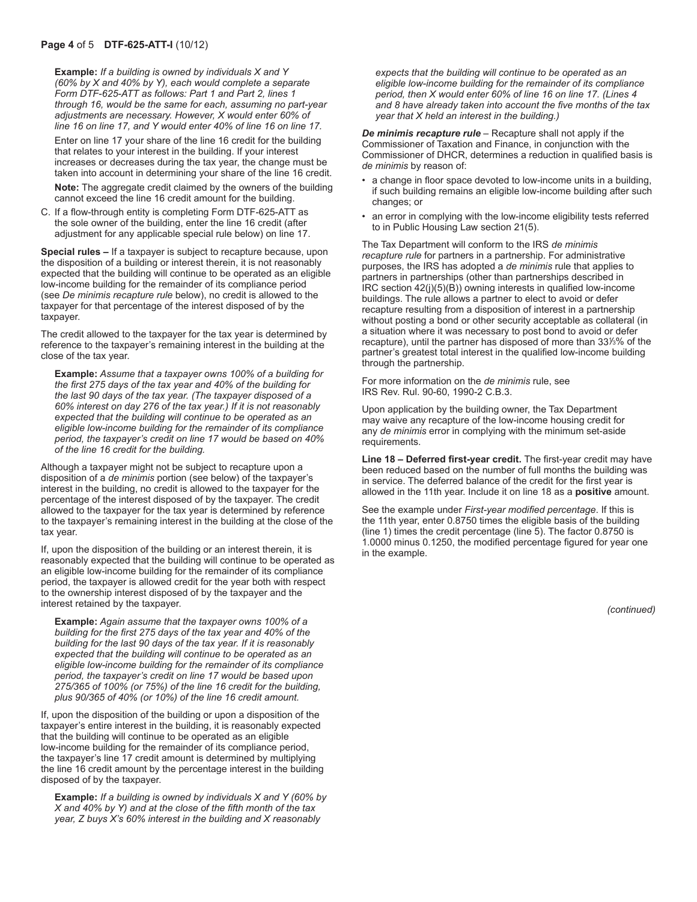**Example:** *If a building is owned by individuals X and Y (60% by X and 40% by Y), each would complete a separate Form DTF-625-ATT as follows: Part 1 and Part 2, lines 1 through 16, would be the same for each, assuming no part-year adjustments are necessary. However, X would enter 60% of line 16 on line 17, and Y would enter 40% of line 16 on line 17.*

Enter on line 17 your share of the line 16 credit for the building that relates to your interest in the building. If your interest increases or decreases during the tax year, the change must be taken into account in determining your share of the line 16 credit.

**Note:** The aggregate credit claimed by the owners of the building cannot exceed the line 16 credit amount for the building.

C. If a flow-through entity is completing Form DTF-625-ATT as the sole owner of the building, enter the line 16 credit (after adjustment for any applicable special rule below) on line 17.

**Special rules –** If a taxpayer is subject to recapture because, upon the disposition of a building or interest therein, it is not reasonably expected that the building will continue to be operated as an eligible low-income building for the remainder of its compliance period (see *De minimis recapture rule* below), no credit is allowed to the taxpayer for that percentage of the interest disposed of by the taxpayer.

The credit allowed to the taxpayer for the tax year is determined by reference to the taxpayer's remaining interest in the building at the close of the tax year.

**Example:** *Assume that a taxpayer owns 100% of a building for the first 275 days of the tax year and 40% of the building for the last 90 days of the tax year. (The taxpayer disposed of a 60% interest on day 276 of the tax year.) If it is not reasonably expected that the building will continue to be operated as an eligible low-income building for the remainder of its compliance period, the taxpayer's credit on line 17 would be based on 40% of the line 16 credit for the building.*

Although a taxpayer might not be subject to recapture upon a disposition of a *de minimis* portion (see below) of the taxpayer's interest in the building, no credit is allowed to the taxpayer for the percentage of the interest disposed of by the taxpayer. The credit allowed to the taxpayer for the tax year is determined by reference to the taxpayer's remaining interest in the building at the close of the tax year.

If, upon the disposition of the building or an interest therein, it is reasonably expected that the building will continue to be operated as an eligible low-income building for the remainder of its compliance period, the taxpayer is allowed credit for the year both with respect to the ownership interest disposed of by the taxpayer and the interest retained by the taxpayer.

**Example:** *Again assume that the taxpayer owns 100% of a building for the first 275 days of the tax year and 40% of the building for the last 90 days of the tax year. If it is reasonably expected that the building will continue to be operated as an eligible low-income building for the remainder of its compliance period, the taxpayer's credit on line 17 would be based upon 275/365 of 100% (or 75%) of the line 16 credit for the building, plus 90/365 of 40% (or 10%) of the line 16 credit amount.*

If, upon the disposition of the building or upon a disposition of the taxpayer's entire interest in the building, it is reasonably expected that the building will continue to be operated as an eligible low-income building for the remainder of its compliance period, the taxpayer's line 17 credit amount is determined by multiplying the line 16 credit amount by the percentage interest in the building disposed of by the taxpayer.

**Example:** *If a building is owned by individuals X and Y (60% by X and 40% by Y) and at the close of the fifth month of the tax year, Z buys X's 60% interest in the building and X reasonably expects that the building will continue to be operated as an eligible low-income building for the remainder of its compliance period, then X would enter 60% of line 16 on line 17. (Lines 4 and 8 have already taken into account the five months of the tax year that X held an interest in the building.)*

***De minimis recapture rule*** – Recapture shall not apply if the Commissioner of Taxation and Finance, in conjunction with the Commissioner of DHCR, determines a reduction in qualified basis is *de minimis* by reason of:

- a change in floor space devoted to low-income units in a building, if such building remains an eligible low-income building after such changes; or
- an error in complying with the low-income eligibility tests referred to in Public Housing Law section 21(5).

The Tax Department will conform to the IRS *de minimis recapture rule* for partners in a partnership. For administrative purposes, the IRS has adopted a *de minimis* rule that applies to partners in partnerships (other than partnerships described in IRC section 42(j)(5)(B)) owning interests in qualified low-income buildings. The rule allows a partner to elect to avoid or defer recapture resulting from a disposition of interest in a partnership without posting a bond or other security acceptable as collateral (in a situation where it was necessary to post bond to avoid or defer recapture), until the partner has disposed of more than 33⅓% of the partner's greatest total interest in the qualified low-income building through the partnership.

For more information on the *de minimis* rule, see IRS Rev. Rul. 90-60, 1990-2 C.B.3.

Upon application by the building owner, the Tax Department may waive any recapture of the low-income housing credit for any *de minimis* error in complying with the minimum set-aside requirements.

**Line 18 – Deferred first-year credit.** The first-year credit may have been reduced based on the number of full months the building was in service. The deferred balance of the credit for the first year is allowed in the 11th year. Include it on line 18 as a **positive** amount.

See the example under *First-year modified percentage*. If this is the 11th year, enter 0.8750 times the eligible basis of the building (line 1) times the credit percentage (line 5). The factor 0.8750 is 1.0000 minus 0.1250, the modified percentage figured for year one in the example.

*(continued)*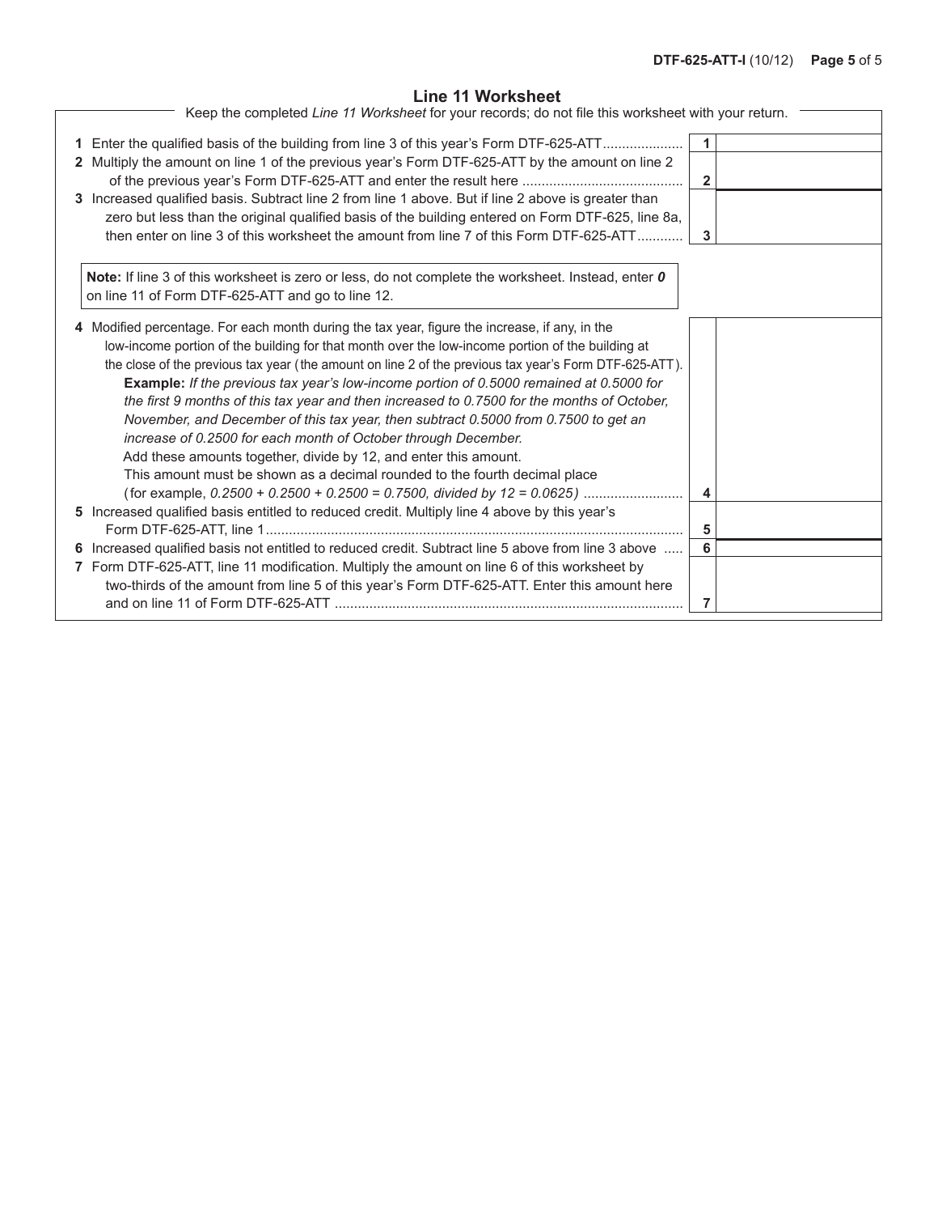## Line 11 Worksheet

Keep the completed *Line 11 Worksheet* for your records; do not file this worksheet with your return.

| | | |
|---|---|---|
| **1** Enter the qualified basis of the building from line 3 of this year's Form DTF-625-ATT .................... | **1** | |
| **2** Multiply the amount on line 1 of the previous year's Form DTF-625-ATT by the amount on line 2 of the previous year's Form DTF-625-ATT and enter the result here ......................................... | **2** | |
| **3** Increased qualified basis. Subtract line 2 from line 1 above. But if line 2 above is greater than zero but less than the original qualified basis of the building entered on Form DTF-625, line 8a, then enter on line 3 of this worksheet the amount from line 7 of this Form DTF-625-ATT ........... | **3** | |

**Note:** If line 3 of this worksheet is zero or less, do not complete the worksheet. Instead, enter ***0*** on line 11 of Form DTF-625-ATT and go to line 12.

| | | |
|---|---|---|
| **4** Modified percentage. For each month during the tax year, figure the increase, if any, in the low-income portion of the building for that month over the low-income portion of the building at the close of the previous tax year (the amount on line 2 of the previous tax year's Form DTF-625-ATT). **Example:** *If the previous tax year's low-income portion of 0.5000 remained at 0.5000 for the first 9 months of this tax year and then increased to 0.7500 for the months of October, November, and December of this tax year, then subtract 0.5000 from 0.7500 to get an increase of 0.2500 for each month of October through December.* Add these amounts together, divide by 12, and enter this amount. This amount must be shown as a decimal rounded to the fourth decimal place (for example, *0.2500 + 0.2500 + 0.2500 = 0.7500, divided by 12 = 0.0625*) ......................... | **4** | |
| **5** Increased qualified basis entitled to reduced credit. Multiply line 4 above by this year's Form DTF-625-ATT, line 1 ............................................................................................................ | **5** | |
| **6** Increased qualified basis not entitled to reduced credit. Subtract line 5 above from line 3 above ..... | **6** | |
| **7** Form DTF-625-ATT, line 11 modification. Multiply the amount on line 6 of this worksheet by two-thirds of the amount from line 5 of this year's Form DTF-625-ATT. Enter this amount here and on line 11 of Form DTF-625-ATT .......................................................................................... | **7** | |